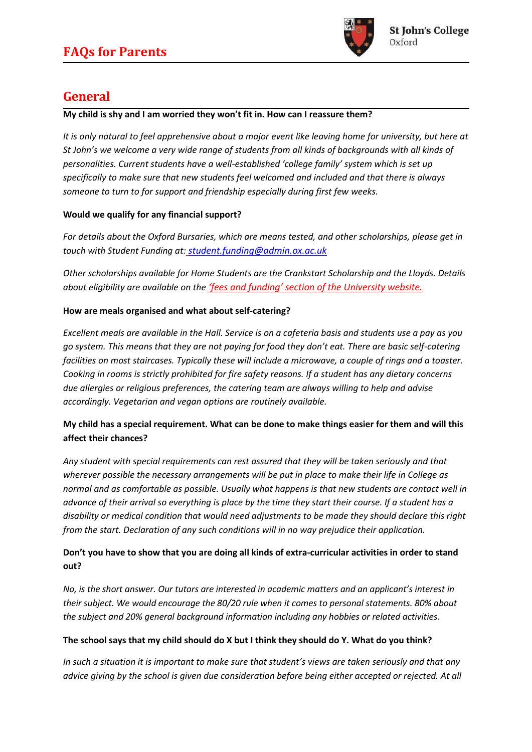# FAQs for Parents

## General

**My child is shy and I am worried they won't fit in. How can I reassure them?**

*It is only natural to feel apprehensive about a major event like leaving home for university, but here at St John's we welcome a very wide range of students from all kinds of backgrounds with all kinds of personalities. Current students have a well-established 'college family' system which is set up specifically to make sure that new students feel welcomed and included and that there is always someone to turn to for support and friendship especially during first few weeks.*

**Would we qualify for any financial support?**

*For details about the Oxford Bursaries, which are means tested, and other scholarships, please get in touch with Student Funding at: student.funding@admin.ox.ac.uk*

*Other scholarships available for Home Students are the Crankstart Scholarship and the Lloyds. Details about eligibility are available on the 'fees and funding' section of the University website.*

**How are meals organised and what about self-catering?**

*Excellent meals are available in the Hall. Service is on a cafeteria basis and students use a pay as you go system. This means that they are not paying for food they don't eat. There are basic self-catering facilities on most staircases. Typically these will include a microwave, a couple of rings and a toaster. Cooking in rooms is strictly prohibited for fire safety reasons. If a student has any dietary concerns due allergies or religious preferences, the catering team are always willing to help and advise accordingly. Vegetarian and vegan options are routinely available.*

**My child has a special requirement. What can be done to make things easier for them and will this affect their chances?**

*Any student with special requirements can rest assured that they will be taken seriously and that wherever possible the necessary arrangements will be put in place to make their life in College as normal and as comfortable as possible. Usually what happens is that new students are contact well in advance of their arrival so everything is place by the time they start their course. If a student has a disability or medical condition that would need adjustments to be made they should declare this right from the start. Declaration of any such conditions will in no way prejudice their application.*

**Don't you have to show that you are doing all kinds of extra-curricular activities in order to stand out?**

*No, is the short answer. Our tutors are interested in academic matters and an applicant's interest in their subject. We would encourage the 80/20 rule when it comes to personal statements. 80% about the subject and 20% general background information including any hobbies or related activities.*

**The school says that my child should do X but I think they should do Y. What do you think?**

*In such a situation it is important to make sure that student's views are taken seriously and that any advice giving by the school is given due consideration before being either accepted or rejected. At all*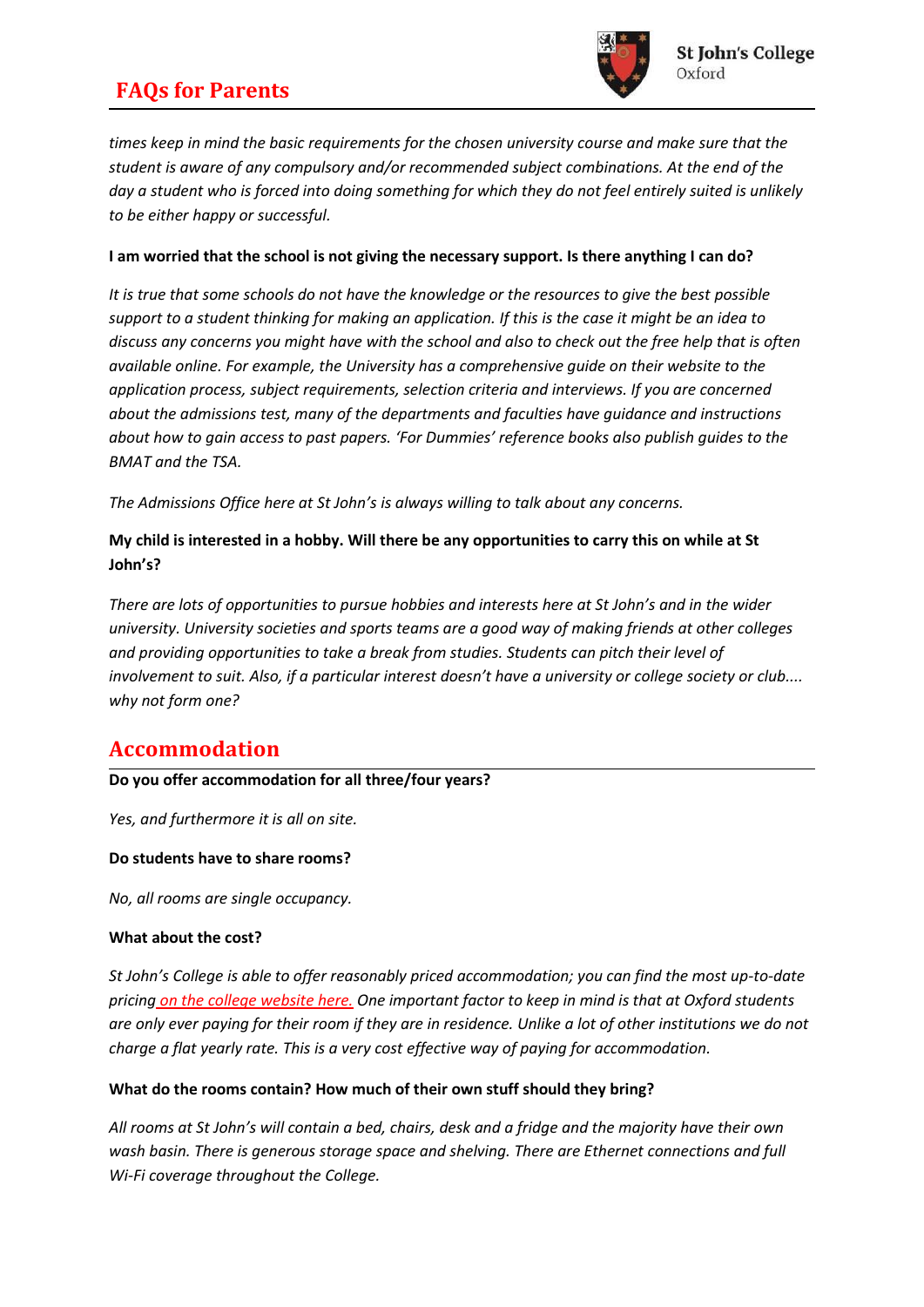*times keep in mind the basic requirements for the chosen university course and make sure that the student is aware of any compulsory and/or recommended subject combinations. At the end of the day a student who is forced into doing something for which they do not feel entirely suited is unlikely to be either happy or successful.*

**I am worried that the school is not giving the necessary support. Is there anything I can do?**

*It is true that some schools do not have the knowledge or the resources to give the best possible support to a student thinking for making an application. If this is the case it might be an idea to discuss any concerns you might have with the school and also to check out the free help that is often available online. For example, the University has a comprehensive guide on their website to the application process, subject requirements, selection criteria and interviews. If you are concerned about the admissions test, many of the departments and faculties have guidance and instructions about how to gain access to past papers. 'For Dummies' reference books also publish guides to the BMAT and the TSA.*

*The Admissions Office here at St John's is always willing to talk about any concerns.*

**My child is interested in a hobby. Will there be any opportunities to carry this on while at St John's?**

*There are lots of opportunities to pursue hobbies and interests here at St John's and in the wider university. University societies and sports teams are a good way of making friends at other colleges and providing opportunities to take a break from studies. Students can pitch their level of involvement to suit. Also, if a particular interest doesn't have a university or college society or club.... why not form one?*

## Accommodation

**Do you offer accommodation for all three/four years?**

*Yes, and furthermore it is all on site.*

**Do students have to share rooms?**

*No, all rooms are single occupancy.*

**What about the cost?**

*St John's College is able to offer reasonably priced accommodation; you can find the most up-to-date pricing on the college website here. One important factor to keep in mind is that at Oxford students are only ever paying for their room if they are in residence. Unlike a lot of other institutions we do not charge a flat yearly rate. This is a very cost effective way of paying for accommodation.*

**What do the rooms contain? How much of their own stuff should they bring?**

*All rooms at St John's will contain a bed, chairs, desk and a fridge and the majority have their own wash basin. There is generous storage space and shelving. There are Ethernet connections and full Wi-Fi coverage throughout the College.*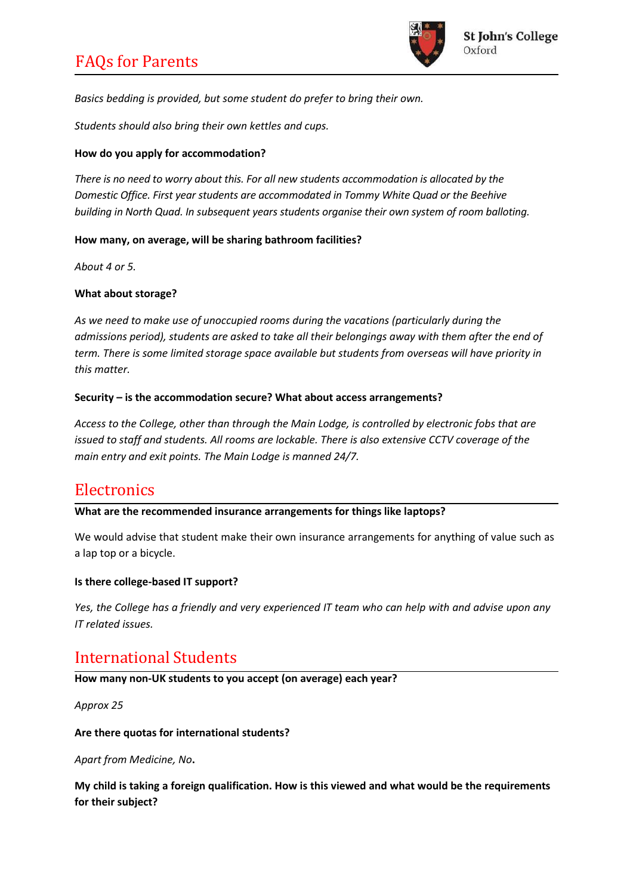*Basics bedding is provided, but some student do prefer to bring their own.*

*Students should also bring their own kettles and cups.*

**How do you apply for accommodation?**

*There is no need to worry about this. For all new students accommodation is allocated by the Domestic Office. First year students are accommodated in Tommy White Quad or the Beehive building in North Quad. In subsequent years students organise their own system of room balloting.*

**How many, on average, will be sharing bathroom facilities?**

*About 4 or 5.*

**What about storage?**

*As we need to make use of unoccupied rooms during the vacations (particularly during the admissions period), students are asked to take all their belongings away with them after the end of term. There is some limited storage space available but students from overseas will have priority in this matter.*

**Security – is the accommodation secure? What about access arrangements?**

*Access to the College, other than through the Main Lodge, is controlled by electronic fobs that are issued to staff and students. All rooms are lockable. There is also extensive CCTV coverage of the main entry and exit points. The Main Lodge is manned 24/7.*

## Electronics

**What are the recommended insurance arrangements for things like laptops?**

We would advise that student make their own insurance arrangements for anything of value such as a lap top or a bicycle.

**Is there college-based IT support?**

*Yes, the College has a friendly and very experienced IT team who can help with and advise upon any IT related issues.*

## International Students

**How many non-UK students to you accept (on average) each year?**

*Approx 25*

**Are there quotas for international students?**

*Apart from Medicine, No*.

**My child is taking a foreign qualification. How is this viewed and what would be the requirements for their subject?**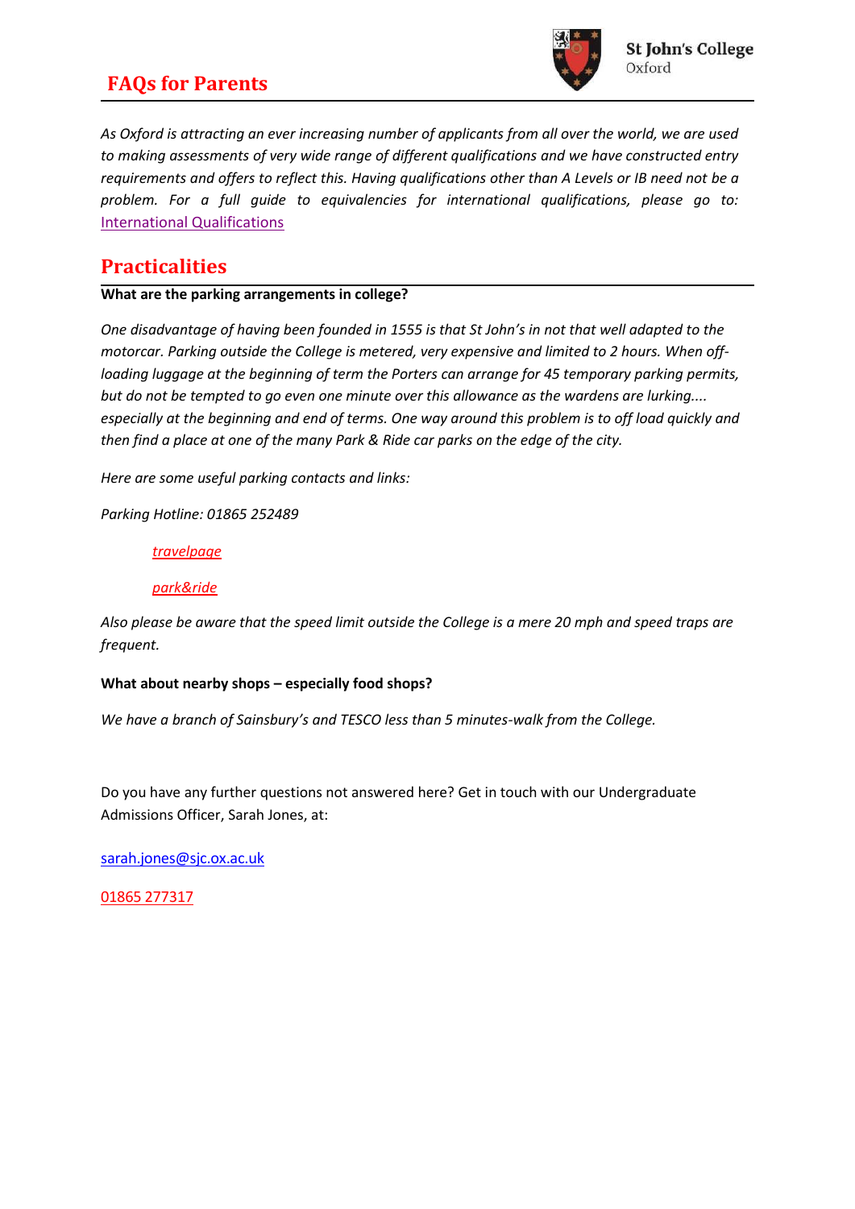*As Oxford is attracting an ever increasing number of applicants from all over the world, we are used to making assessments of very wide range of different qualifications and we have constructed entry requirements and offers to reflect this. Having qualifications other than A Levels or IB need not be a problem. For a full guide to equivalencies for international qualifications, please go to:* International Qualifications

## Practicalities

**What are the parking arrangements in college?**

*One disadvantage of having been founded in 1555 is that St John's in not that well adapted to the motorcar. Parking outside the College is metered, very expensive and limited to 2 hours. When off-loading luggage at the beginning of term the Porters can arrange for 45 temporary parking permits, but do not be tempted to go even one minute over this allowance as the wardens are lurking.... especially at the beginning and end of terms. One way around this problem is to off load quickly and then find a place at one of the many Park & Ride car parks on the edge of the city.*

*Here are some useful parking contacts and links:*

*Parking Hotline: 01865 252489*

*travelpage*

*park&ride*

*Also please be aware that the speed limit outside the College is a mere 20 mph and speed traps are frequent.*

**What about nearby shops – especially food shops?**

*We have a branch of Sainsbury's and TESCO less than 5 minutes-walk from the College.*

Do you have any further questions not answered here? Get in touch with our Undergraduate Admissions Officer, Sarah Jones, at:

sarah.jones@sjc.ox.ac.uk

01865 277317